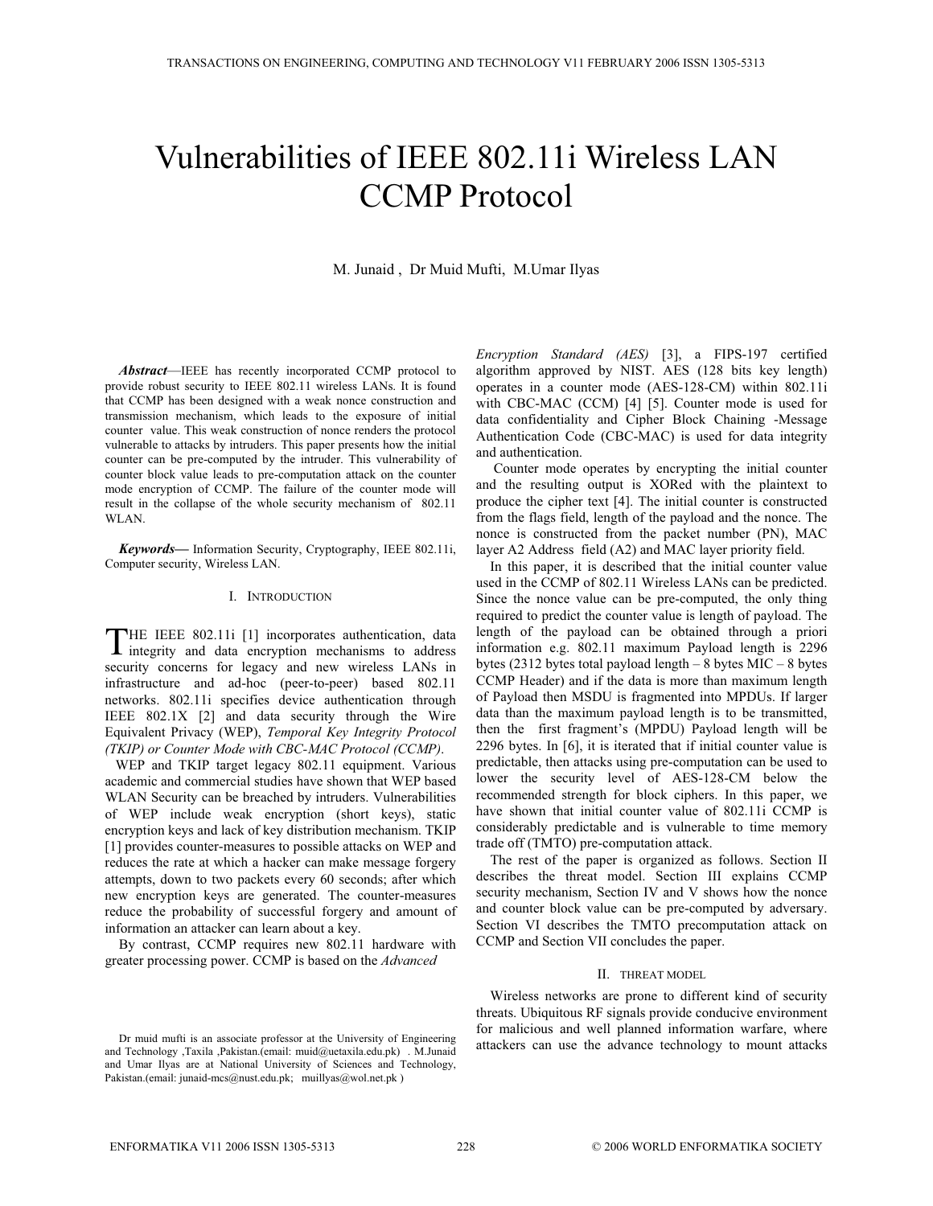# Vulnerabilities of IEEE 802.11i Wireless LAN CCMP Protocol

M. Junaid , Dr Muid Mufti, M.Umar Ilyas

***Abstract*****—**IEEE has recently incorporated CCMP protocol to provide robust security to IEEE 802.11 wireless LANs. It is found that CCMP has been designed with a weak nonce construction and transmission mechanism, which leads to the exposure of initial counter value. This weak construction of nonce renders the protocol vulnerable to attacks by intruders. This paper presents how the initial counter can be pre-computed by the intruder. This vulnerability of counter block value leads to pre-computation attack on the counter mode encryption of CCMP. The failure of the counter mode will result in the collapse of the whole security mechanism of 802.11 WLAN.

***Keywords*****—** Information Security, Cryptography, IEEE 802.11i, Computer security, Wireless LAN.

Dr muid mufti is an associate professor at the University of Engineering and Technology ,Taxila ,Pakistan.(email: muid@uetaxila.edu.pk) . M.Junaid and Umar Ilyas are at National University of Sciences and Technology, Pakistan.(email: junaid-mcs@nust.edu.pk; muillyas@wol.net.pk )

## I. Introduction

THE IEEE 802.11i [1] incorporates authentication, data integrity and data encryption mechanisms to address security concerns for legacy and new wireless LANs in infrastructure and ad-hoc (peer-to-peer) based 802.11 networks. 802.11i specifies device authentication through IEEE 802.1X [2] and data security through the Wire Equivalent Privacy (WEP), *Temporal Key Integrity Protocol (TKIP) or Counter Mode with CBC-MAC Protocol (CCMP)*.

WEP and TKIP target legacy 802.11 equipment. Various academic and commercial studies have shown that WEP based WLAN Security can be breached by intruders. Vulnerabilities of WEP include weak encryption (short keys), static encryption keys and lack of key distribution mechanism. TKIP [1] provides counter-measures to possible attacks on WEP and reduces the rate at which a hacker can make message forgery attempts, down to two packets every 60 seconds; after which new encryption keys are generated. The counter-measures reduce the probability of successful forgery and amount of information an attacker can learn about a key.

By contrast, CCMP requires new 802.11 hardware with greater processing power. CCMP is based on the *Advanced Encryption Standard (AES)* [3], a FIPS-197 certified algorithm approved by NIST. AES (128 bits key length) operates in a counter mode (AES-128-CM) within 802.11i with CBC-MAC (CCM) [4] [5]. Counter mode is used for data confidentiality and Cipher Block Chaining -Message Authentication Code (CBC-MAC) is used for data integrity and authentication.

Counter mode operates by encrypting the initial counter and the resulting output is XORed with the plaintext to produce the cipher text [4]. The initial counter is constructed from the flags field, length of the payload and the nonce. The nonce is constructed from the packet number (PN), MAC layer A2 Address field (A2) and MAC layer priority field.

In this paper, it is described that the initial counter value used in the CCMP of 802.11 Wireless LANs can be predicted. Since the nonce value can be pre-computed, the only thing required to predict the counter value is length of payload. The length of the payload can be obtained through a priori information e.g. 802.11 maximum Payload length is 2296 bytes (2312 bytes total payload length – 8 bytes MIC – 8 bytes CCMP Header) and if the data is more than maximum length of Payload then MSDU is fragmented into MPDUs. If larger data than the maximum payload length is to be transmitted, then the first fragment's (MPDU) Payload length will be 2296 bytes. In [6], it is iterated that if initial counter value is predictable, then attacks using pre-computation can be used to lower the security level of AES-128-CM below the recommended strength for block ciphers. In this paper, we have shown that initial counter value of 802.11i CCMP is considerably predictable and is vulnerable to time memory trade off (TMTO) pre-computation attack.

The rest of the paper is organized as follows. Section II describes the threat model. Section III explains CCMP security mechanism, Section IV and V shows how the nonce and counter block value can be pre-computed by adversary. Section VI describes the TMTO precomputation attack on CCMP and Section VII concludes the paper.

## II. Threat Model

Wireless networks are prone to different kind of security threats. Ubiquitous RF signals provide conducive environment for malicious and well planned information warfare, where attackers can use the advance technology to mount attacks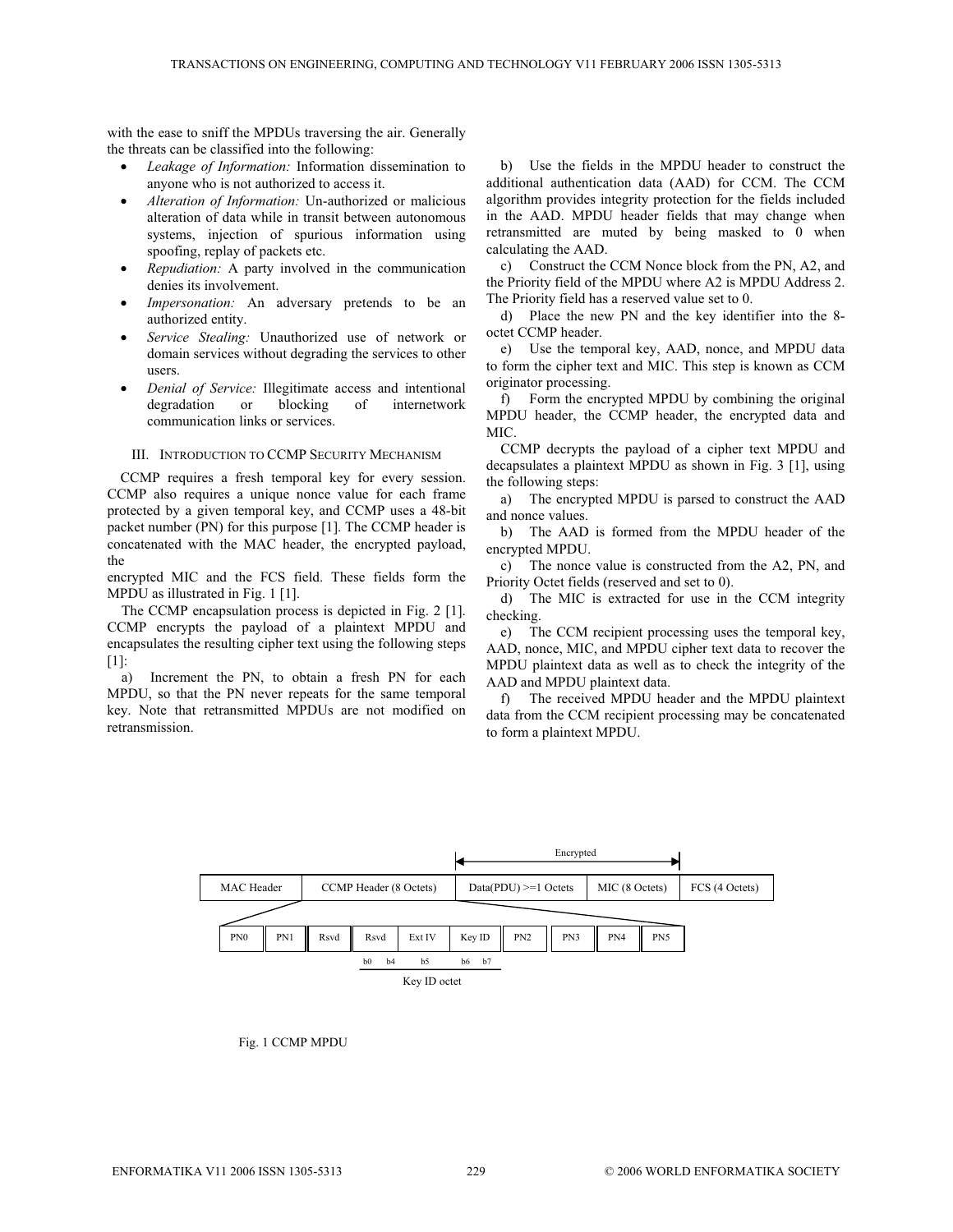with the ease to sniff the MPDUs traversing the air. Generally the threats can be classified into the following:

- *Leakage of Information:* Information dissemination to anyone who is not authorized to access it.
- *Alteration of Information:* Un-authorized or malicious alteration of data while in transit between autonomous systems, injection of spurious information using spoofing, replay of packets etc.
- *Repudiation:* A party involved in the communication denies its involvement.
- *Impersonation:* An adversary pretends to be an authorized entity.
- *Service Stealing:* Unauthorized use of network or domain services without degrading the services to other users.
- *Denial of Service:* Illegitimate access and intentional degradation or blocking of internetwork communication links or services.

## III. Introduction to CCMP Security Mechanism

CCMP requires a fresh temporal key for every session. CCMP also requires a unique nonce value for each frame protected by a given temporal key, and CCMP uses a 48-bit packet number (PN) for this purpose [1]. The CCMP header is concatenated with the MAC header, the encrypted payload, the encrypted MIC and the FCS field. These fields form the MPDU as illustrated in Fig. 1 [1].

The CCMP encapsulation process is depicted in Fig. 2 [1]. CCMP encrypts the payload of a plaintext MPDU and encapsulates the resulting cipher text using the following steps [1]:

a) Increment the PN, to obtain a fresh PN for each MPDU, so that the PN never repeats for the same temporal key. Note that retransmitted MPDUs are not modified on retransmission.

b) Use the fields in the MPDU header to construct the additional authentication data (AAD) for CCM. The CCM algorithm provides integrity protection for the fields included in the AAD. MPDU header fields that may change when retransmitted are muted by being masked to 0 when calculating the AAD.

c) Construct the CCM Nonce block from the PN, A2, and the Priority field of the MPDU where A2 is MPDU Address 2. The Priority field has a reserved value set to 0.

d) Place the new PN and the key identifier into the 8-octet CCMP header.

e) Use the temporal key, AAD, nonce, and MPDU data to form the cipher text and MIC. This step is known as CCM originator processing.

f) Form the encrypted MPDU by combining the original MPDU header, the CCMP header, the encrypted data and MIC.

CCMP decrypts the payload of a cipher text MPDU and decapsulates a plaintext MPDU as shown in Fig. 3 [1], using the following steps:

a) The encrypted MPDU is parsed to construct the AAD and nonce values.

b) The AAD is formed from the MPDU header of the encrypted MPDU.

c) The nonce value is constructed from the A2, PN, and Priority Octet fields (reserved and set to 0).

d) The MIC is extracted for use in the CCM integrity checking.

e) The CCM recipient processing uses the temporal key, AAD, nonce, MIC, and MPDU cipher text data to recover the MPDU plaintext data as well as to check the integrity of the AAD and MPDU plaintext data.

f) The received MPDU header and the MPDU plaintext data from the CCM recipient processing may be concatenated to form a plaintext MPDU.

| MAC Header | CCMP Header (8 Octets) | Data(PDU) >=1 Octets | MIC (8 Octets) | FCS (4 Octets) |
|---|---|---|---|---|
| | | Encrypted | Encrypted | |

CCMP Header (8 Octets):

| PN0 | PN1 | Rsvd | Key ID octet: Rsvd (b0–b4), Ext IV (b5), Key ID (b6–b7) | PN2 | PN3 | PN4 | PN5 |
|---|---|---|---|---|---|---|---|

Fig. 1 CCMP MPDU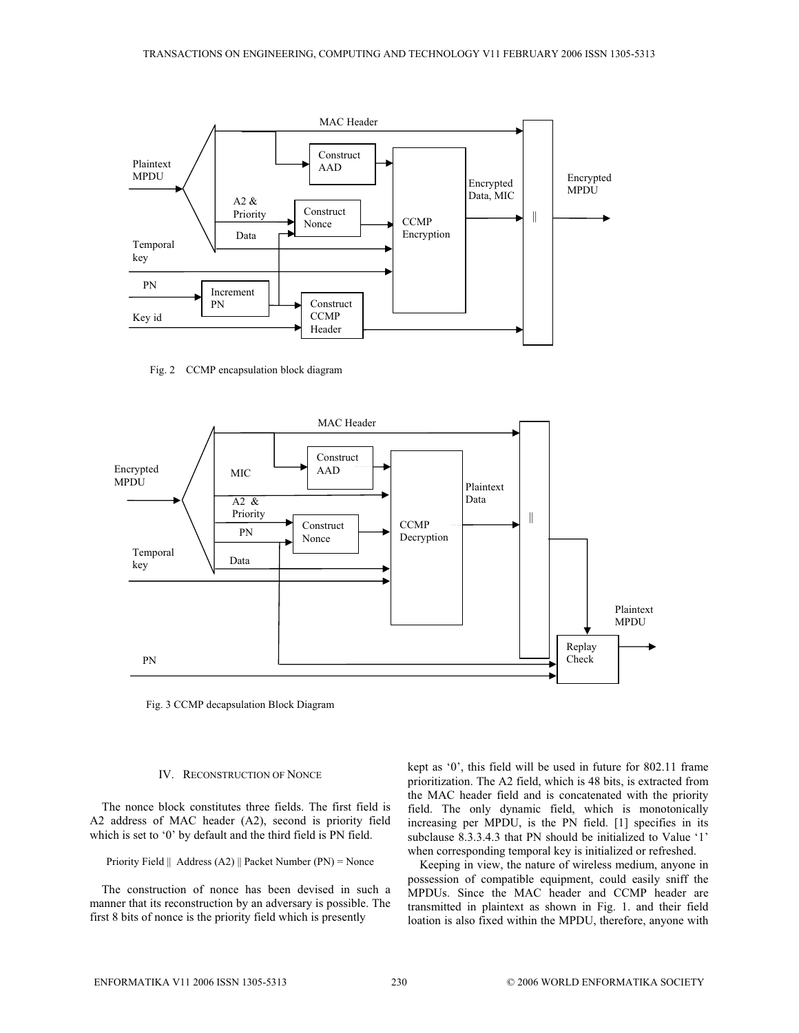Fig. 2 CCMP encapsulation block diagram

Fig. 3 CCMP decapsulation Block Diagram

## IV. Reconstruction of Nonce

The nonce block constitutes three fields. The first field is A2 address of MAC header (A2), second is priority field which is set to '0' by default and the third field is PN field.

Priority Field || Address (A2) || Packet Number (PN) = Nonce

The construction of nonce has been devised in such a manner that its reconstruction by an adversary is possible. The first 8 bits of nonce is the priority field which is presently kept as '0', this field will be used in future for 802.11 frame prioritization. The A2 field, which is 48 bits, is extracted from the MAC header field and is concatenated with the priority field. The only dynamic field, which is monotonically increasing per MPDU, is the PN field. [1] specifies in its subclause 8.3.3.4.3 that PN should be initialized to Value '1' when corresponding temporal key is initialized or refreshed.

Keeping in view, the nature of wireless medium, anyone in possession of compatible equipment, could easily sniff the MPDUs. Since the MAC header and CCMP header are transmitted in plaintext as shown in Fig. 1. and their field location is also fixed within the MPDU, therefore, anyone with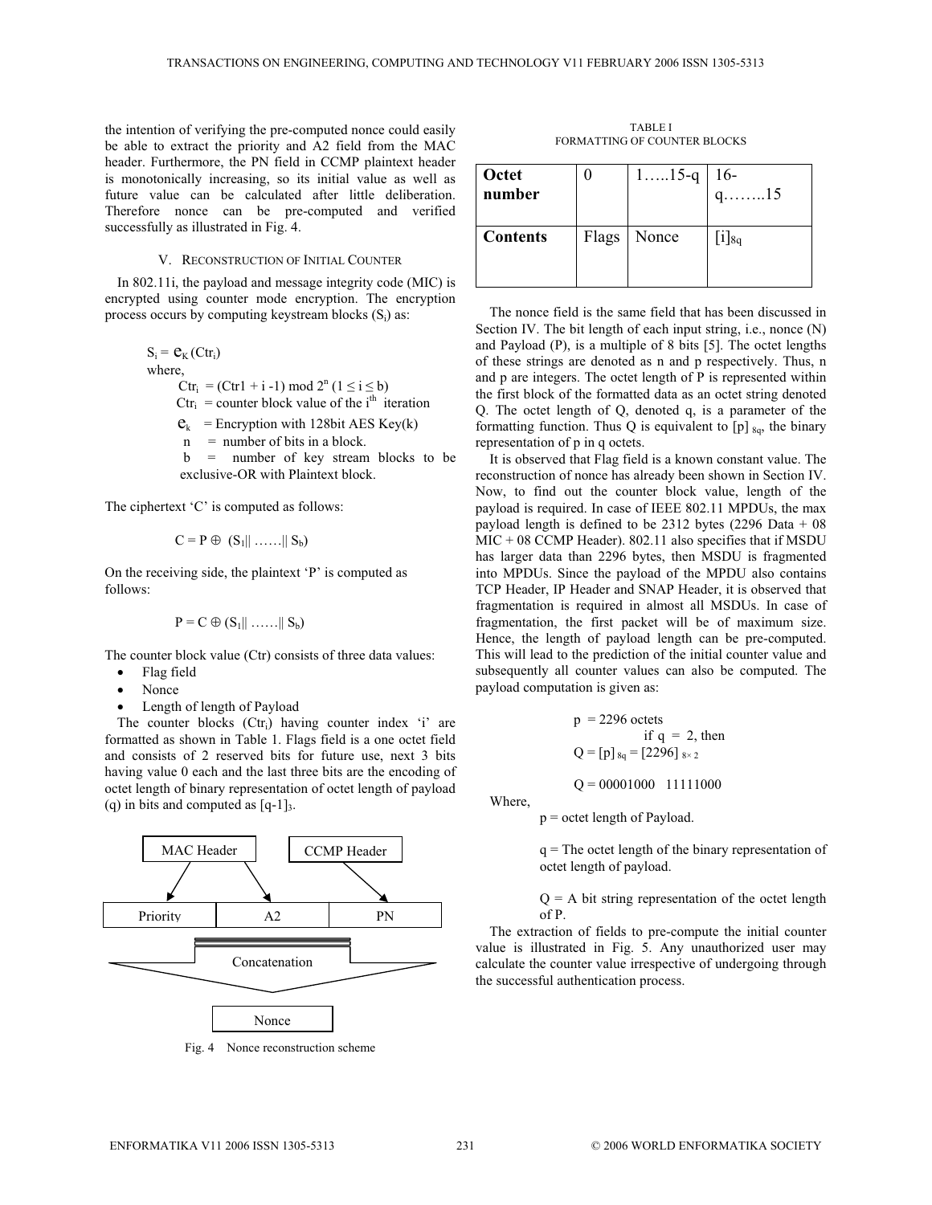the intention of verifying the pre-computed nonce could easily be able to extract the priority and A2 field from the MAC header. Furthermore, the PN field in CCMP plaintext header is monotonically increasing, so its initial value as well as future value can be calculated after little deliberation. Therefore nonce can be pre-computed and verified successfully as illustrated in Fig. 4.

## V. Reconstruction of Initial Counter

In 802.11i, the payload and message integrity code (MIC) is encrypted using counter mode encryption. The encryption process occurs by computing keystream blocks ($S_i$) as:

$$S_i = e_K(Ctr_i)$$

where,

$Ctr_i = (Ctr1 + i - 1) \bmod 2^n \ (1 \le i \le b)$

$Ctr_i$ = counter block value of the $i^{th}$ iteration

$e_k$ = Encryption with 128bit AES Key(k)

n = number of bits in a block.

b = number of key stream blocks to be exclusive-OR with Plaintext block.

The ciphertext 'C' is computed as follows:

$$C = P \oplus (S_1 || \ldots\ldots || S_b)$$

On the receiving side, the plaintext 'P' is computed as follows:

$$P = C \oplus (S_1 || \ldots\ldots || S_b)$$

The counter block value (Ctr) consists of three data values:

- Flag field
- Nonce
- Length of length of Payload

The counter blocks ($Ctr_i$) having counter index 'i' are formatted as shown in Table 1. Flags field is a one octet field and consists of 2 reserved bits for future use, next 3 bits having value 0 each and the last three bits are the encoding of octet length of binary representation of octet length of payload (q) in bits and computed as $[q-1]_3$.

Fig. 4 Nonce reconstruction scheme

TABLE I
FORMATTING OF COUNTER BLOCKS

| **Octet number** | 0 | 1…..15-q | 16-q……..15 |
|---|---|---|---|
| **Contents** | Flags | Nonce | $[i]_{8q}$ |

The nonce field is the same field that has been discussed in Section IV. The bit length of each input string, i.e., nonce (N) and Payload (P), is a multiple of 8 bits [5]. The octet lengths of these strings are denoted as n and p respectively. Thus, n and p are integers. The octet length of P is represented within the first block of the formatted data as an octet string denoted Q. The octet length of Q, denoted q, is a parameter of the formatting function. Thus Q is equivalent to $[p]_{8q}$, the binary representation of p in q octets.

It is observed that Flag field is a known constant value. The reconstruction of nonce has already been shown in Section IV. Now, to find out the counter block value, length of the payload is required. In case of IEEE 802.11 MPDUs, the max payload length is defined to be 2312 bytes (2296 Data + 08 MIC + 08 CCMP Header). 802.11 also specifies that if MSDU has larger data than 2296 bytes, then MSDU is fragmented into MPDUs. Since the payload of the MPDU also contains TCP Header, IP Header and SNAP Header, it is observed that fragmentation is required in almost all MSDUs. In case of fragmentation, the first packet will be of maximum size. Hence, the length of payload length can be pre-computed. This will lead to the prediction of the initial counter value and subsequently all counter values can also be computed. The payload computation is given as:

$$p = 2296 \text{ octets}$$

$$\text{if } q = 2, \text{ then}$$

$$Q = [p]_{8q} = [2296]_{8\times 2}$$

$$Q = 00001000 \quad 11111000$$

Where,

p = octet length of Payload.

q = The octet length of the binary representation of octet length of payload.

Q = A bit string representation of the octet length of P.

The extraction of fields to pre-compute the initial counter value is illustrated in Fig. 5. Any unauthorized user may calculate the counter value irrespective of undergoing through the successful authentication process.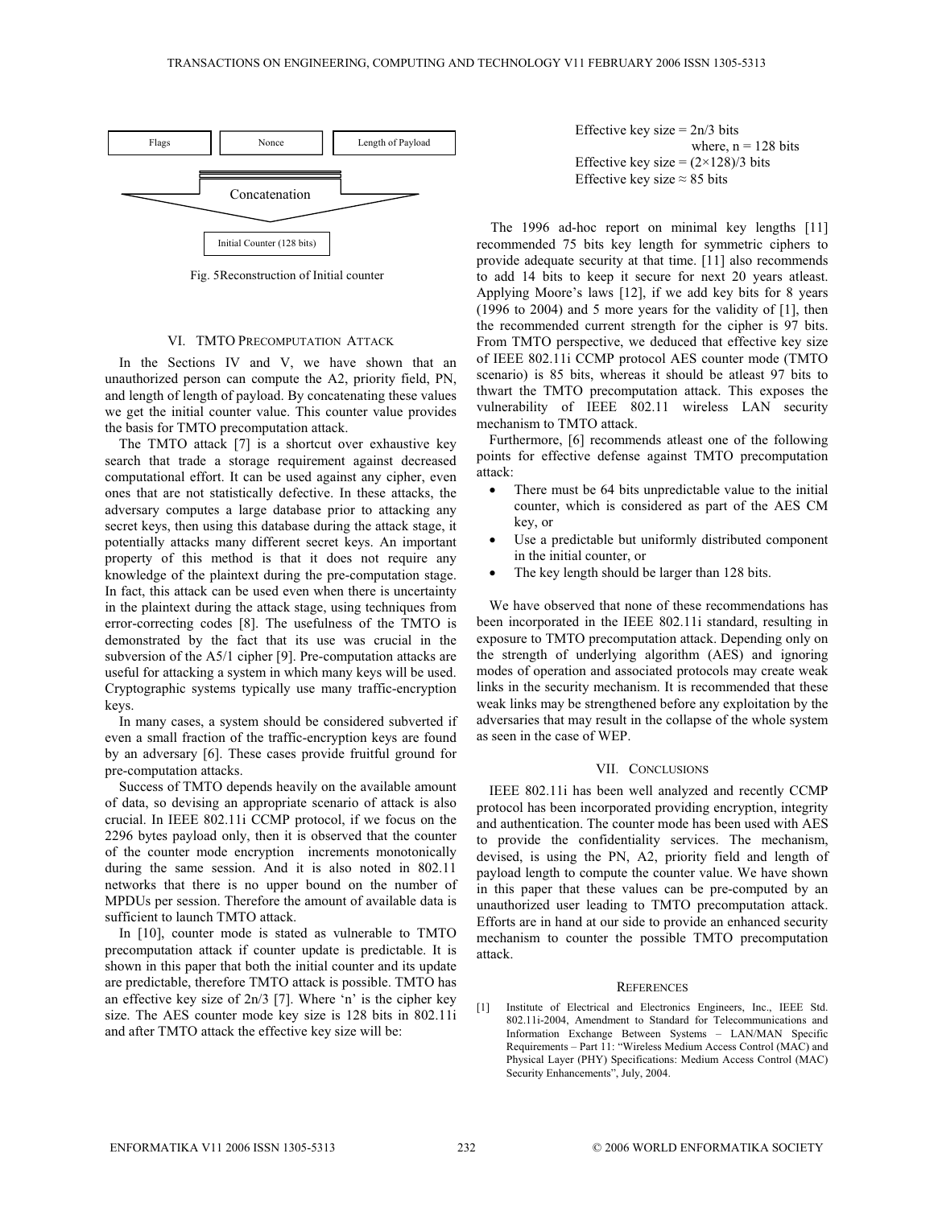Flags | Nonce | Length of Payload

Concatenation

Initial Counter (128 bits)

Fig. 5Reconstruction of Initial counter

## VI. TMTO PRECOMPUTATION ATTACK

In the Sections IV and V, we have shown that an unauthorized person can compute the A2, priority field, PN, and length of length of payload. By concatenating these values we get the initial counter value. This counter value provides the basis for TMTO precomputation attack.

The TMTO attack [7] is a shortcut over exhaustive key search that trade a storage requirement against decreased computational effort. It can be used against any cipher, even ones that are not statistically defective. In these attacks, the adversary computes a large database prior to attacking any secret keys, then using this database during the attack stage, it potentially attacks many different secret keys. An important property of this method is that it does not require any knowledge of the plaintext during the pre-computation stage. In fact, this attack can be used even when there is uncertainty in the plaintext during the attack stage, using techniques from error-correcting codes [8]. The usefulness of the TMTO is demonstrated by the fact that its use was crucial in the subversion of the A5/1 cipher [9]. Pre-computation attacks are useful for attacking a system in which many keys will be used. Cryptographic systems typically use many traffic-encryption keys.

In many cases, a system should be considered subverted if even a small fraction of the traffic-encryption keys are found by an adversary [6]. These cases provide fruitful ground for pre-computation attacks.

Success of TMTO depends heavily on the available amount of data, so devising an appropriate scenario of attack is also crucial. In IEEE 802.11i CCMP protocol, if we focus on the 2296 bytes payload only, then it is observed that the counter of the counter mode encryption increments monotonically during the same session. And it is also noted in 802.11 networks that there is no upper bound on the number of MPDUs per session. Therefore the amount of available data is sufficient to launch TMTO attack.

In [10], counter mode is stated as vulnerable to TMTO precomputation attack if counter update is predictable. It is shown in this paper that both the initial counter and its update are predictable, therefore TMTO attack is possible. TMTO has an effective key size of $2n/3$ [7]. Where 'n' is the cipher key size. The AES counter mode key size is 128 bits in 802.11i and after TMTO attack the effective key size will be:

Effective key size = $2n/3$ bits
where, $n = 128$ bits
Effective key size = $(2\times128)/3$ bits
Effective key size $\approx 85$ bits

The 1996 ad-hoc report on minimal key lengths [11] recommended 75 bits key length for symmetric ciphers to provide adequate security at that time. [11] also recommends to add 14 bits to keep it secure for next 20 years atleast. Applying Moore's laws [12], if we add key bits for 8 years (1996 to 2004) and 5 more years for the validity of [1], then the recommended current strength for the cipher is 97 bits. From TMTO perspective, we deduced that effective key size of IEEE 802.11i CCMP protocol AES counter mode (TMTO scenario) is 85 bits, whereas it should be atleast 97 bits to thwart the TMTO precomputation attack. This exposes the vulnerability of IEEE 802.11 wireless LAN security mechanism to TMTO attack.

Furthermore, [6] recommends atleast one of the following points for effective defense against TMTO precomputation attack:

- There must be 64 bits unpredictable value to the initial counter, which is considered as part of the AES CM key, or
- Use a predictable but uniformly distributed component in the initial counter, or
- The key length should be larger than 128 bits.

We have observed that none of these recommendations has been incorporated in the IEEE 802.11i standard, resulting in exposure to TMTO precomputation attack. Depending only on the strength of underlying algorithm (AES) and ignoring modes of operation and associated protocols may create weak links in the security mechanism. It is recommended that these weak links may be strengthened before any exploitation by the adversaries that may result in the collapse of the whole system as seen in the case of WEP.

## VII. CONCLUSIONS

IEEE 802.11i has been well analyzed and recently CCMP protocol has been incorporated providing encryption, integrity and authentication. The counter mode has been used with AES to provide the confidentiality services. The mechanism, devised, is using the PN, A2, priority field and length of payload length to compute the counter value. We have shown in this paper that these values can be pre-computed by an unauthorized user leading to TMTO precomputation attack. Efforts are in hand at our side to provide an enhanced security mechanism to counter the possible TMTO precomputation attack.

## REFERENCES

[1] Institute of Electrical and Electronics Engineers, Inc., IEEE Std. 802.11i-2004, Amendment to Standard for Telecommunications and Information Exchange Between Systems – LAN/MAN Specific Requirements – Part 11: "Wireless Medium Access Control (MAC) and Physical Layer (PHY) Specifications: Medium Access Control (MAC) Security Enhancements", July, 2004.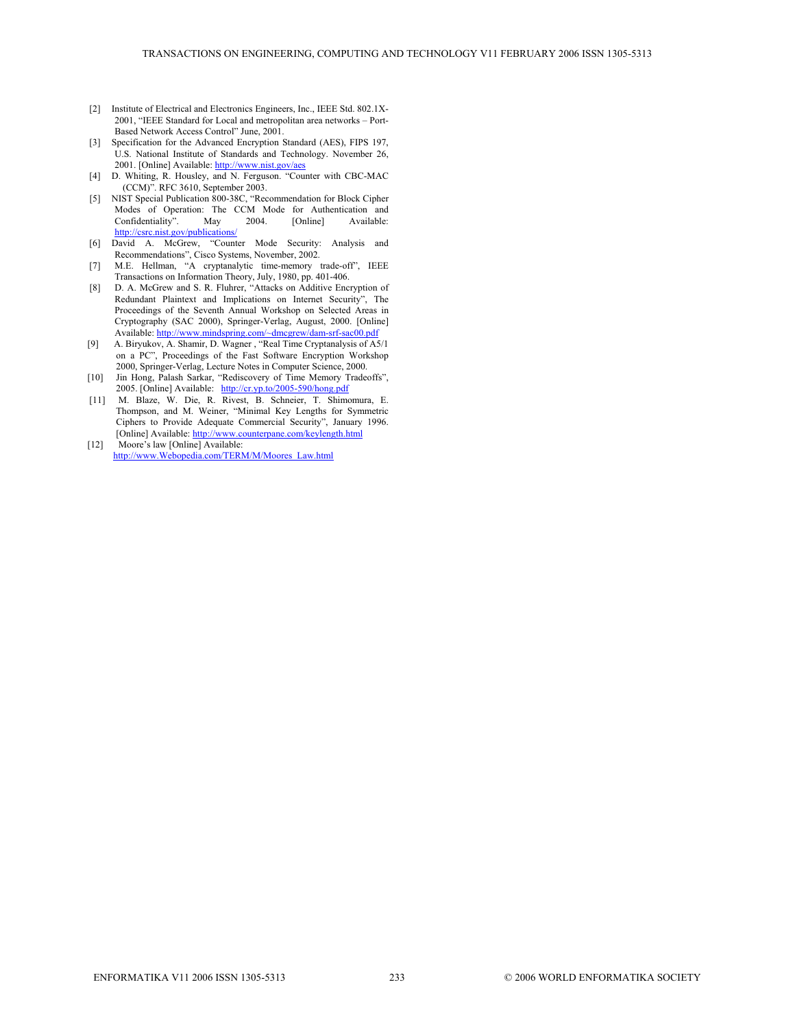[2] Institute of Electrical and Electronics Engineers, Inc., IEEE Std. 802.1X-2001, "IEEE Standard for Local and metropolitan area networks – Port-Based Network Access Control" June, 2001.

[3] Specification for the Advanced Encryption Standard (AES), FIPS 197, U.S. National Institute of Standards and Technology. November 26, 2001. [Online] Available: http://www.nist.gov/aes

[4] D. Whiting, R. Housley, and N. Ferguson. "Counter with CBC-MAC (CCM)". RFC 3610, September 2003.

[5] NIST Special Publication 800-38C, "Recommendation for Block Cipher Modes of Operation: The CCM Mode for Authentication and Confidentiality". May 2004. [Online] Available: http://csrc.nist.gov/publications/

[6] David A. McGrew, "Counter Mode Security: Analysis and Recommendations", Cisco Systems, November, 2002.

[7] M.E. Hellman, "A cryptanalytic time-memory trade-off", IEEE Transactions on Information Theory, July, 1980, pp. 401-406.

[8] D. A. McGrew and S. R. Fluhrer, "Attacks on Additive Encryption of Redundant Plaintext and Implications on Internet Security", The Proceedings of the Seventh Annual Workshop on Selected Areas in Cryptography (SAC 2000), Springer-Verlag, August, 2000. [Online] Available: http://www.mindspring.com/~dmcgrew/dam-srf-sac00.pdf

[9] A. Biryukov, A. Shamir, D. Wagner , "Real Time Cryptanalysis of A5/1 on a PC", Proceedings of the Fast Software Encryption Workshop 2000, Springer-Verlag, Lecture Notes in Computer Science, 2000.

[10] Jin Hong, Palash Sarkar, "Rediscovery of Time Memory Tradeoffs", 2005. [Online] Available: http://cr.yp.to/2005-590/hong.pdf

[11] M. Blaze, W. Die, R. Rivest, B. Schneier, T. Shimomura, E. Thompson, and M. Weiner, "Minimal Key Lengths for Symmetric Ciphers to Provide Adequate Commercial Security", January 1996. [Online] Available: http://www.counterpane.com/keylength.html

[12] Moore's law [Online] Available: http://www.Webopedia.com/TERM/M/Moores_Law.html